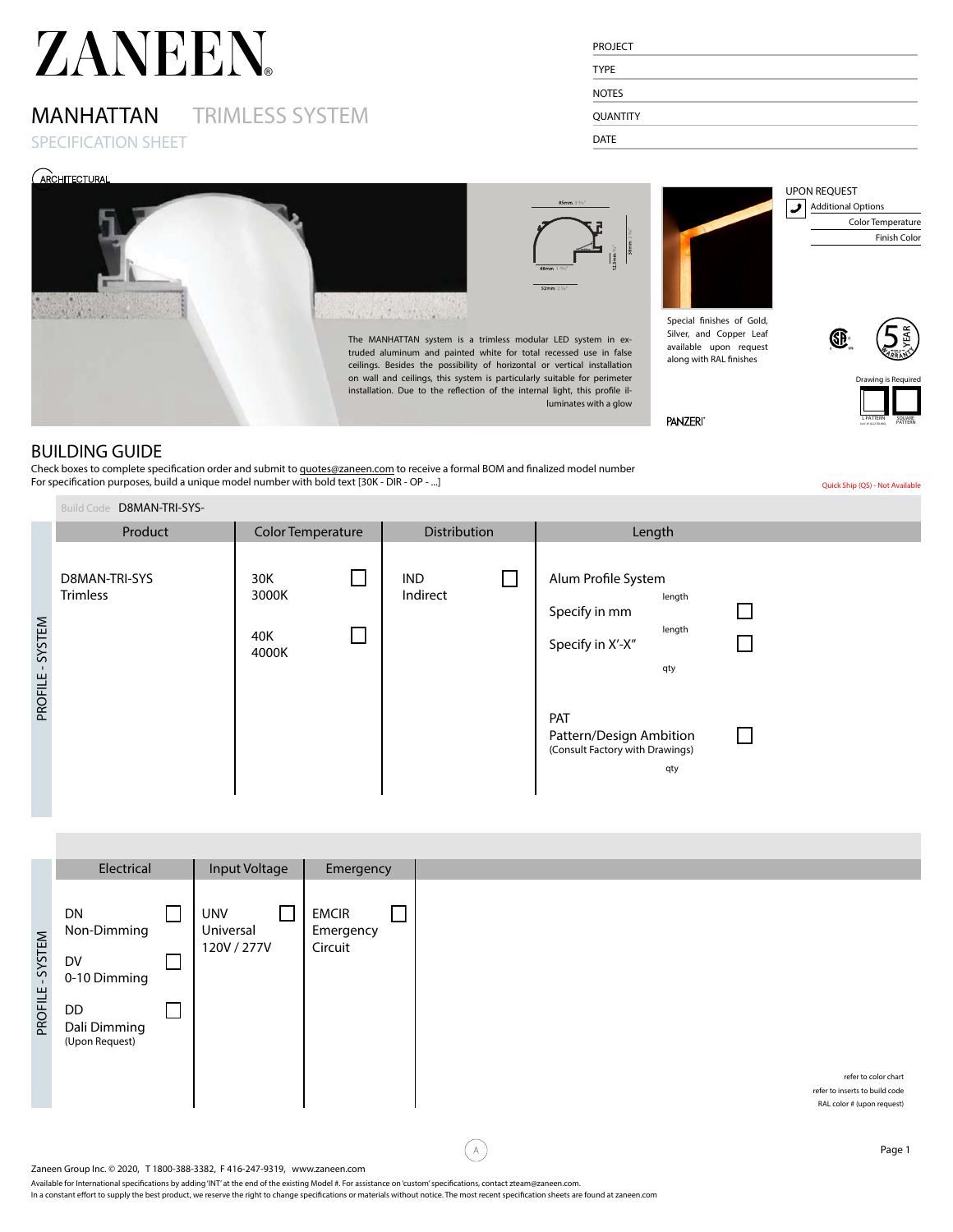# ZANEEN

## MANHATTAN TRIMLESS SYSTEM

SPECIFICATION SHEET

PROJECT

TYPE

NOTES

QUANTITY

DATE

ARCHITECTURAL

The MANHATTAN system is a trimless modular LED system in extruded aluminum and painted white for total recessed use in false ceilings. Besides the possibility of horizontal or vertical installation on wall and ceilings, this system is particularly suitable for perimeter installation. Due to the reflection of the internal light, this profile illuminates with a glow

Special finishes of Gold, Silver, and Copper Leaf available upon request along with RAL finishes

PANZERI

UPON REQUEST

- Additional Options
- Color Temperature
- Finish Color

5 YEAR WARRANTY

Drawing is Required

L PATTERN | SQUARE PATTERN

## BUILDING GUIDE

Check boxes to complete specification order and submit to quotes@zaneen.com to receive a formal BOM and finalized model number
For specification purposes, build a unique model number with bold text [30K - DIR - OP - ...]

Quick Ship (QS) - Not Available

Build Code D8MAN-TRI-SYS-

### PROFILE - SYSTEM

| Product | Color Temperature | Distribution | Length |
|---|---|---|---|
| D8MAN-TRI-SYS Trimless | 30K 3000K ☐<br>40K 4000K ☐ | IND Indirect ☐ | Alum Profile System<br>Specify in mm ☐ length<br>Specify in X'-X" ☐ length<br>qty<br>PAT Pattern/Design Ambition ☐ (Consult Factory with Drawings)<br>qty |

### PROFILE - SYSTEM

| Electrical | Input Voltage | Emergency |
|---|---|---|
| DN Non-Dimming ☐<br>DV 0-10 Dimming ☐<br>DD Dali Dimming (Upon Request) ☐ | UNV Universal 120V / 277V ☐ | EMCIR Emergency Circuit ☐ |

refer to color chart
refer to inserts to build code
RAL color # (upon request)

Zaneen Group Inc. © 2020, T 1800-388-3382, F 416-247-9319, www.zaneen.com

Available for International specifications by adding 'INT' at the end of the existing Model #. For assistance on 'custom' specifications, contact zteam@zaneen.com.
In a constant effort to supply the best product, we reserve the right to change specifications or materials without notice. The most recent specification sheets are found at zaneen.com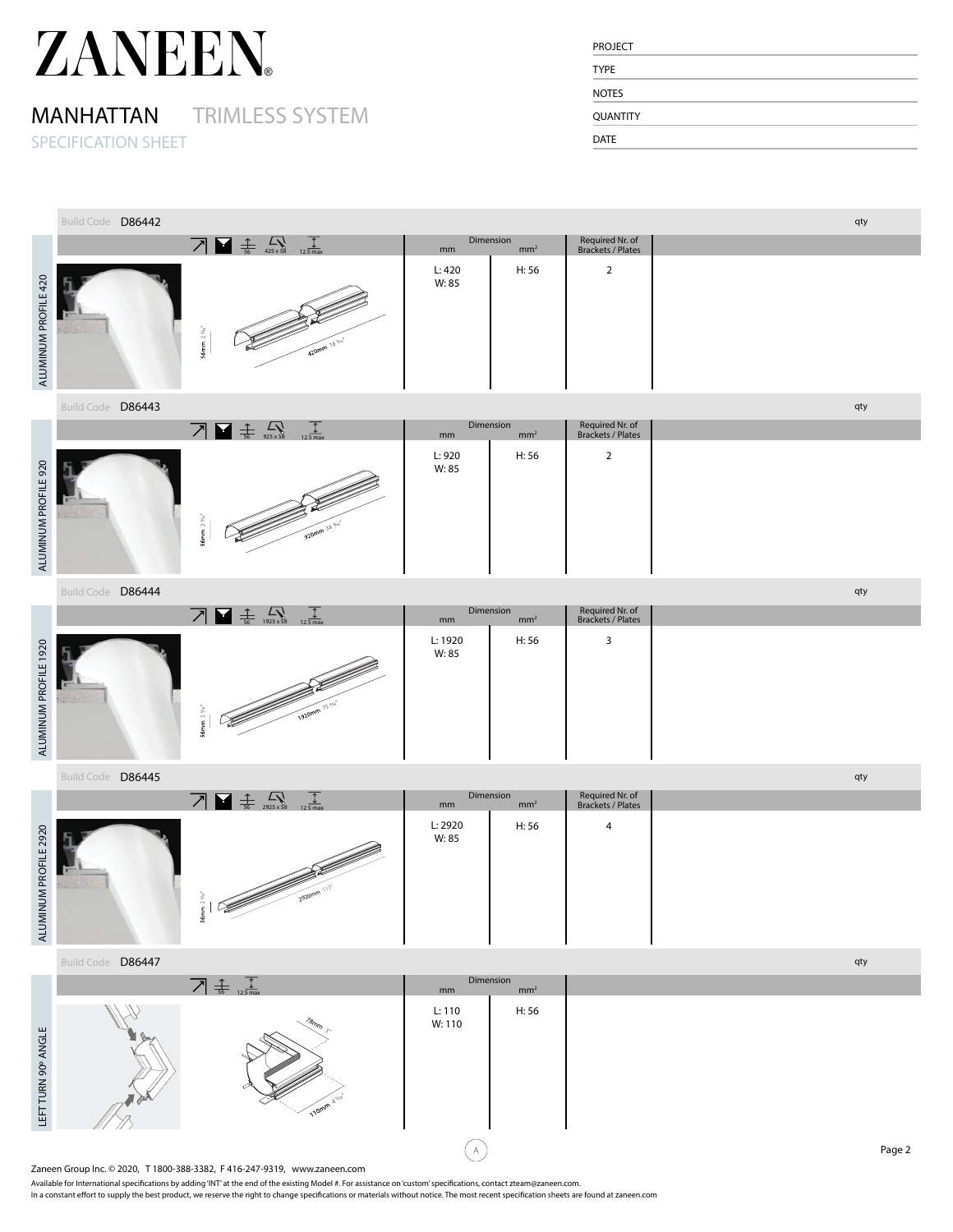# ZANEEN

## MANHATTAN TRIMLESS SYSTEM

SPECIFICATION SHEET

PROJECT

TYPE

NOTES

QUANTITY

DATE

### ALUMINUM PROFILE 420

Build Code D86442 qty

| Icons | Dimension mm | Dimension mm² | Required Nr. of Brackets / Plates |
|---|---|---|---|
| 56, 425 x 58, 12.5 max | L: 420<br>W: 85 | H: 56 | 2 |

56mm 2 3/16" — 420mm 16 9/16"

### ALUMINUM PROFILE 920

Build Code D86443 qty

| Icons | Dimension mm | Dimension mm² | Required Nr. of Brackets / Plates |
|---|---|---|---|
| 56, 925 x 58, 12.5 max | L: 920<br>W: 85 | H: 56 | 2 |

56mm 2 3/16" — 920mm 36 3/16"

### ALUMINUM PROFILE 1920

Build Code D86444 qty

| Icons | Dimension mm | Dimension mm² | Required Nr. of Brackets / Plates |
|---|---|---|---|
| 56, 1925 x 58, 12.5 max | L: 1920<br>W: 85 | H: 56 | 3 |

56mm 2 3/16" — 1920mm 75 9/16"

### ALUMINUM PROFILE 2920

Build Code D86445 qty

| Icons | Dimension mm | Dimension mm² | Required Nr. of Brackets / Plates |
|---|---|---|---|
| 56, 2925 x 58, 12.5 max | L: 2920<br>W: 85 | H: 56 | 4 |

56mm 2 3/16" — 2920mm 115"

### LEFT TURN 90º ANGLE

Build Code D86447 qty

| Icons | Dimension mm | Dimension mm² |
|---|---|---|
| 56, 12.5 max | L: 110<br>W: 110 | H: 56 |

78mm 3" — 110mm 4 5/16"

Zaneen Group Inc. © 2020, T 1800-388-3382, F 416-247-9319, www.zaneen.com

Available for International specifications by adding 'INT' at the end of the existing Model #. For assistance on 'custom' specifications, contact zteam@zaneen.com.
In a constant effort to supply the best product, we reserve the right to change specifications or materials without notice. The most recent specification sheets are found at zaneen.com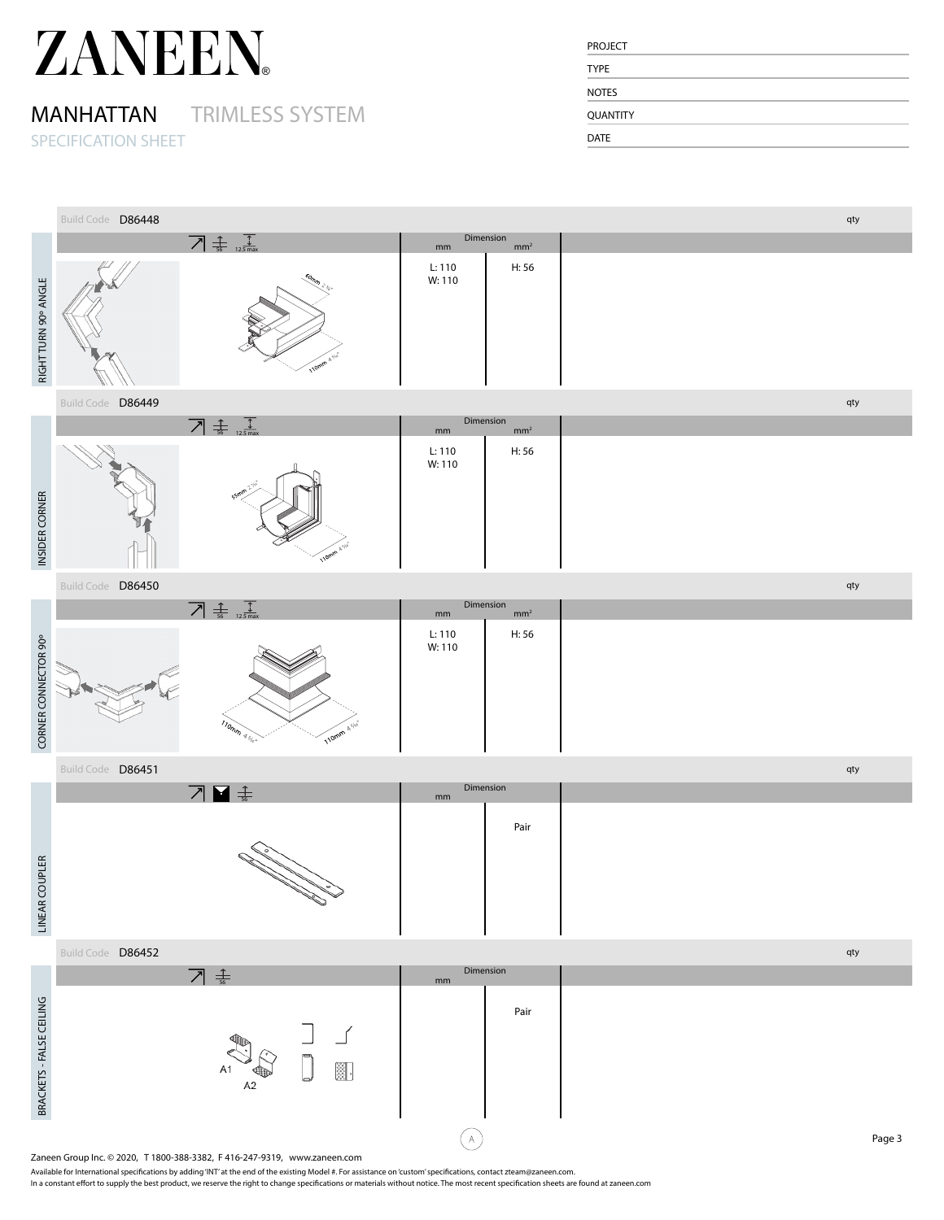# ZANEEN

## MANHATTAN TRIMLESS SYSTEM

SPECIFICATION SHEET

| PROJECT |
|---|
| TYPE |
| NOTES |
| QUANTITY |
| DATE |

### RIGHT TURN 90° ANGLE

Build Code D86448 — qty

56 — 12.5 max

60mm 2 3/8" — 110mm 4 5/16"

| Dimension mm | Dimension mm² |
|---|---|
| L: 110<br>W: 110 | H: 56 |

### INSIDER CORNER

Build Code D86449 — qty

56 — 12.5 max

55mm 2 3/16" — 110mm 4 5/16"

| Dimension mm | Dimension mm² |
|---|---|
| L: 110<br>W: 110 | H: 56 |

### CORNER CONNECTOR 90°

Build Code D86450 — qty

56 — 12.5 max

110mm 4 5/16" — 110mm 4 5/16"

| Dimension mm | Dimension mm² |
|---|---|
| L: 110<br>W: 110 | H: 56 |

### LINEAR COUPLER

Build Code D86451 — qty

56

| Dimension mm | |
|---|---|
| | Pair |

### BRACKETS - FALSE CEILING

Build Code D86452 — qty

56

A1 A2

| Dimension mm | |
|---|---|
| | Pair |

Zaneen Group Inc. © 2020, T 1800-388-3382, F 416-247-9319, www.zaneen.com

Available for International specifications by adding 'INT' at the end of the existing Model #. For assistance on 'custom' specifications, contact zteam@zaneen.com.
In a constant effort to supply the best product, we reserve the right to change specifications or materials without notice. The most recent specification sheets are found at zaneen.com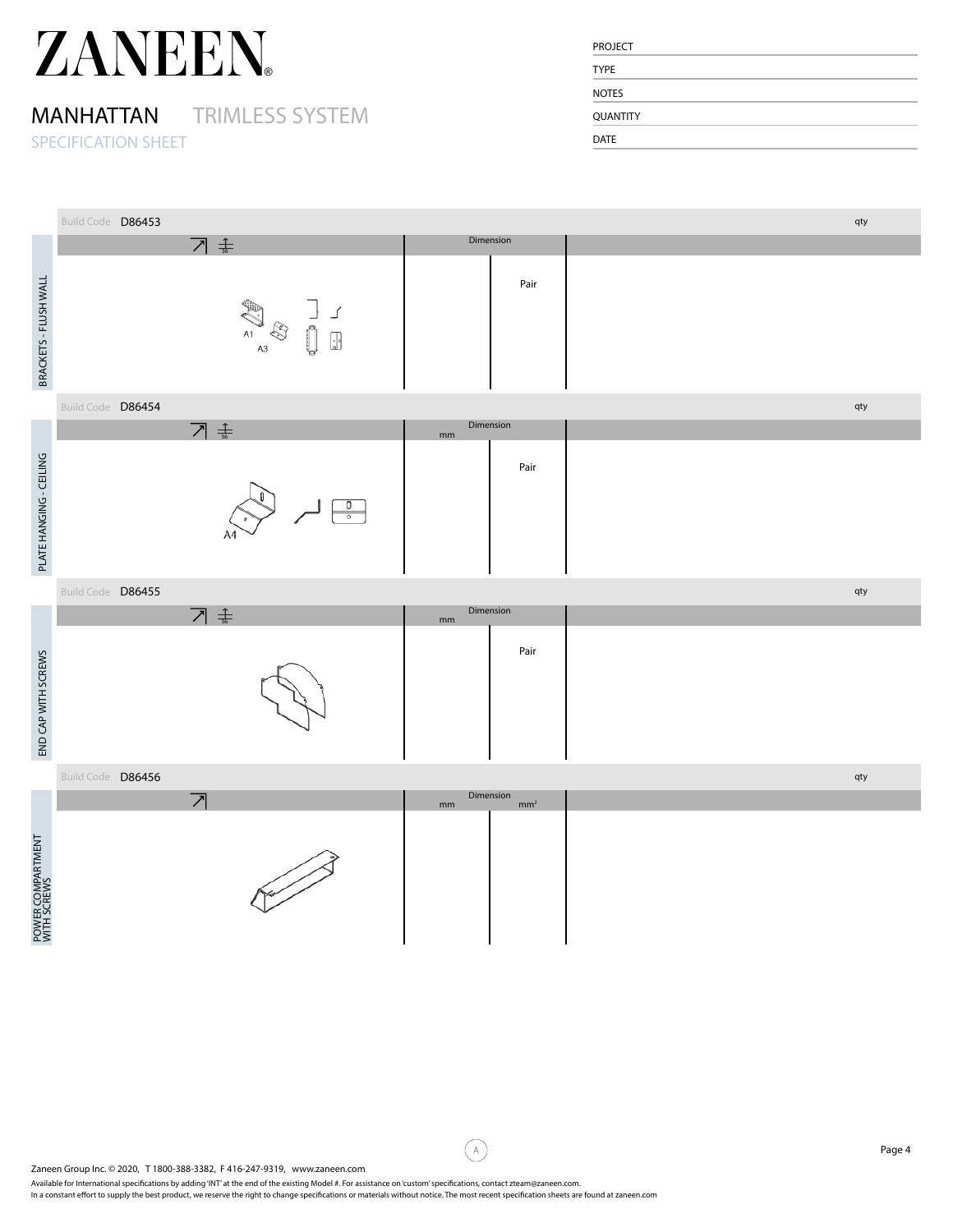# ZANEEN

## MANHATTAN TRIMLESS SYSTEM

SPECIFICATION SHEET

PROJECT

TYPE

NOTES

QUANTITY

DATE

### BRACKETS - FLUSH WALL

Build Code D86453 — qty

| | Dimension | | |
|---|---|---|---|
| A1 A3 | | Pair | |

### PLATE HANGING - CEILING

Build Code D86454 — qty

| | Dimension mm | | |
|---|---|---|---|
| A4 | | Pair | |

### END CAP WITH SCREWS

Build Code D86455 — qty

| | Dimension mm | | |
|---|---|---|---|
| | | Pair | |

### POWER COMPARTMENT WITH SCREWS

Build Code D86456 — qty

| | Dimension mm | $mm^2$ | |
|---|---|---|---|
| | | | |

Zaneen Group Inc. © 2020, T 1800-388-3382, F 416-247-9319, www.zaneen.com

Available for International specifications by adding 'INT' at the end of the existing Model #. For assistance on 'custom' specifications, contact zteam@zaneen.com.
In a constant effort to supply the best product, we reserve the right to change specifications or materials without notice. The most recent specification sheets are found at zaneen.com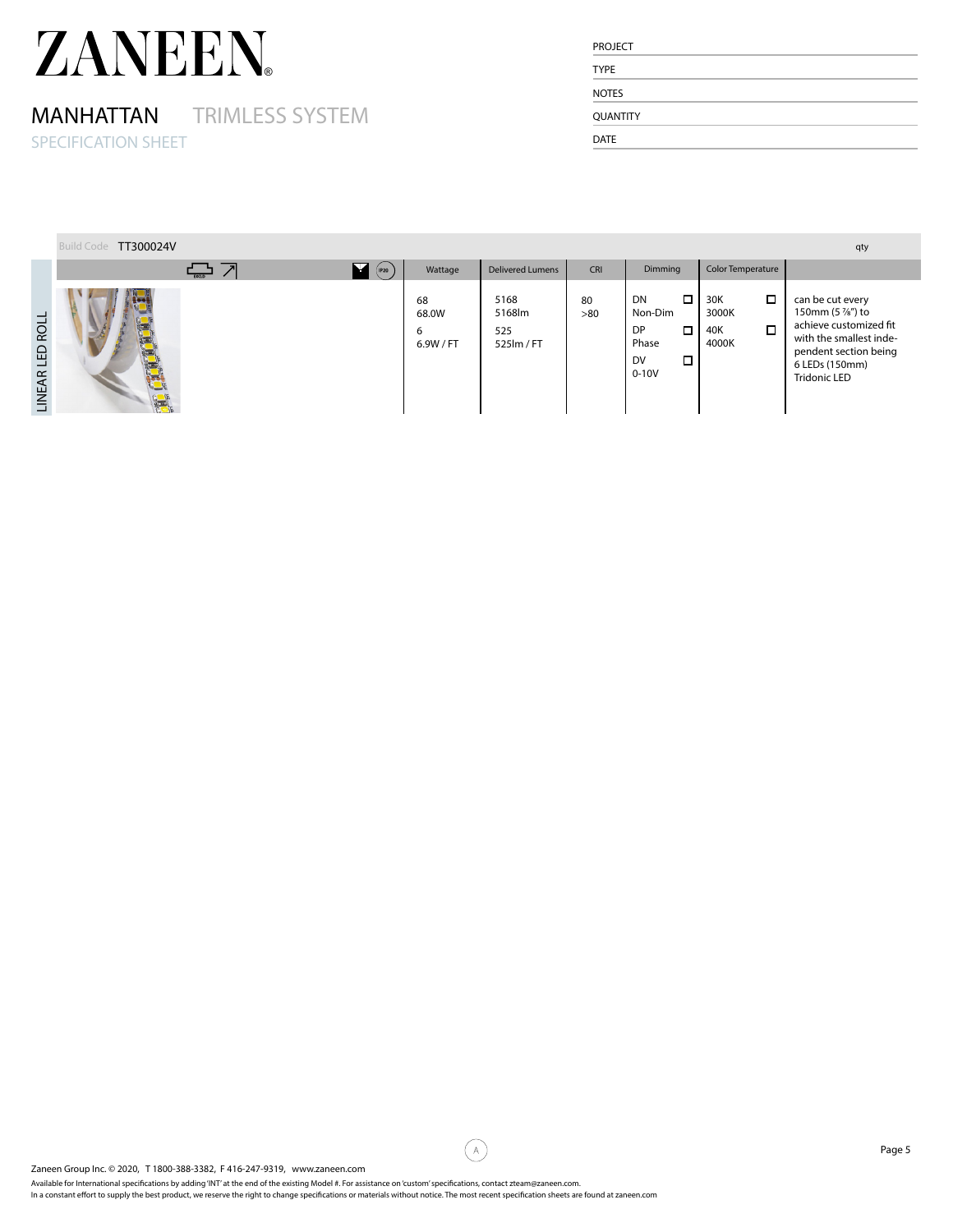# ZANEEN®

## MANHATTAN TRIMLESS SYSTEM

SPECIFICATION SHEET

PROJECT

TYPE

NOTES

QUANTITY

DATE

Build Code TT300024V qty

LINEAR LED ROLL

| | Wattage | Delivered Lumens | CRI | Dimming | | Color Temperature | | |
|---|---|---|---|---|---|---|---|---|
| | 68<br>68.0W<br>6<br>6.9W / FT | 5168<br>5168lm<br>525<br>525lm / FT | 80<br>>80 | DN<br>Non-Dim<br>DP<br>Phase<br>DV<br>0-10V | ☐<br><br>☐<br><br>☐ | 30K<br>3000K<br>40K<br>4000K | ☐<br><br>☐ | can be cut every 150mm (5 ⅞") to achieve customized fit with the smallest independent section being 6 LEDs (150mm)<br>Tridonic LED |

Zaneen Group Inc. © 2020, T 1800-388-3382, F 416-247-9319, www.zaneen.com

Available for International specifications by adding 'INT' at the end of the existing Model #. For assistance on 'custom' specifications, contact zteam@zaneen.com.
In a constant effort to supply the best product, we reserve the right to change specifications or materials without notice. The most recent specification sheets are found at zaneen.com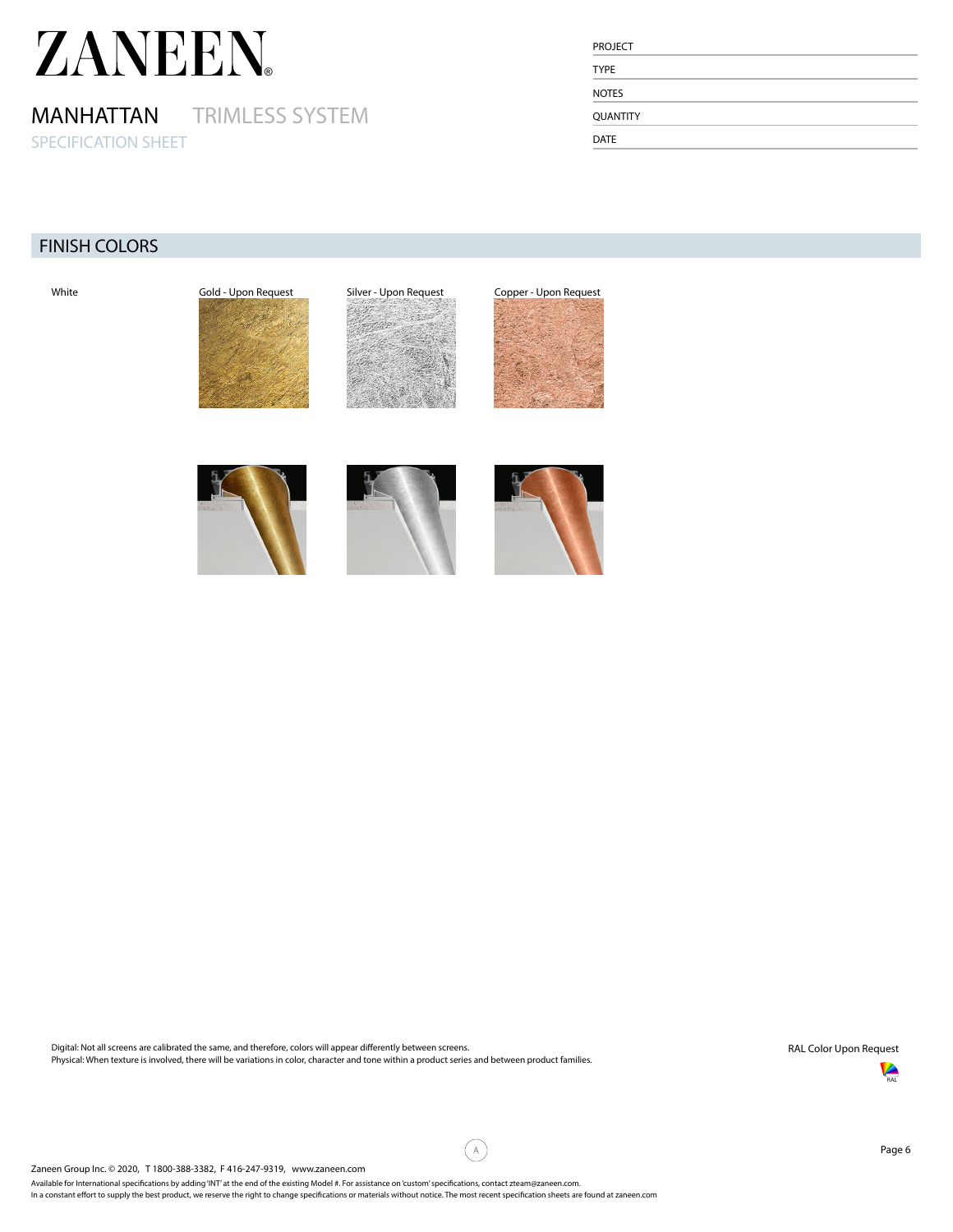# ZANEEN

## MANHATTAN TRIMLESS SYSTEM

SPECIFICATION SHEET

PROJECT

TYPE

NOTES

QUANTITY

DATE

## FINISH COLORS

White

Gold - Upon Request

Silver - Upon Request

Copper - Upon Request

Digital: Not all screens are calibrated the same, and therefore, colors will appear differently between screens.
Physical: When texture is involved, there will be variations in color, character and tone within a product series and between product families.

RAL Color Upon Request

Zaneen Group Inc. © 2020, T 1800-388-3382, F 416-247-9319, www.zaneen.com

Available for International specifications by adding 'INT' at the end of the existing Model #. For assistance on 'custom' specifications, contact zteam@zaneen.com.
In a constant effort to supply the best product, we reserve the right to change specifications or materials without notice. The most recent specification sheets are found at zaneen.com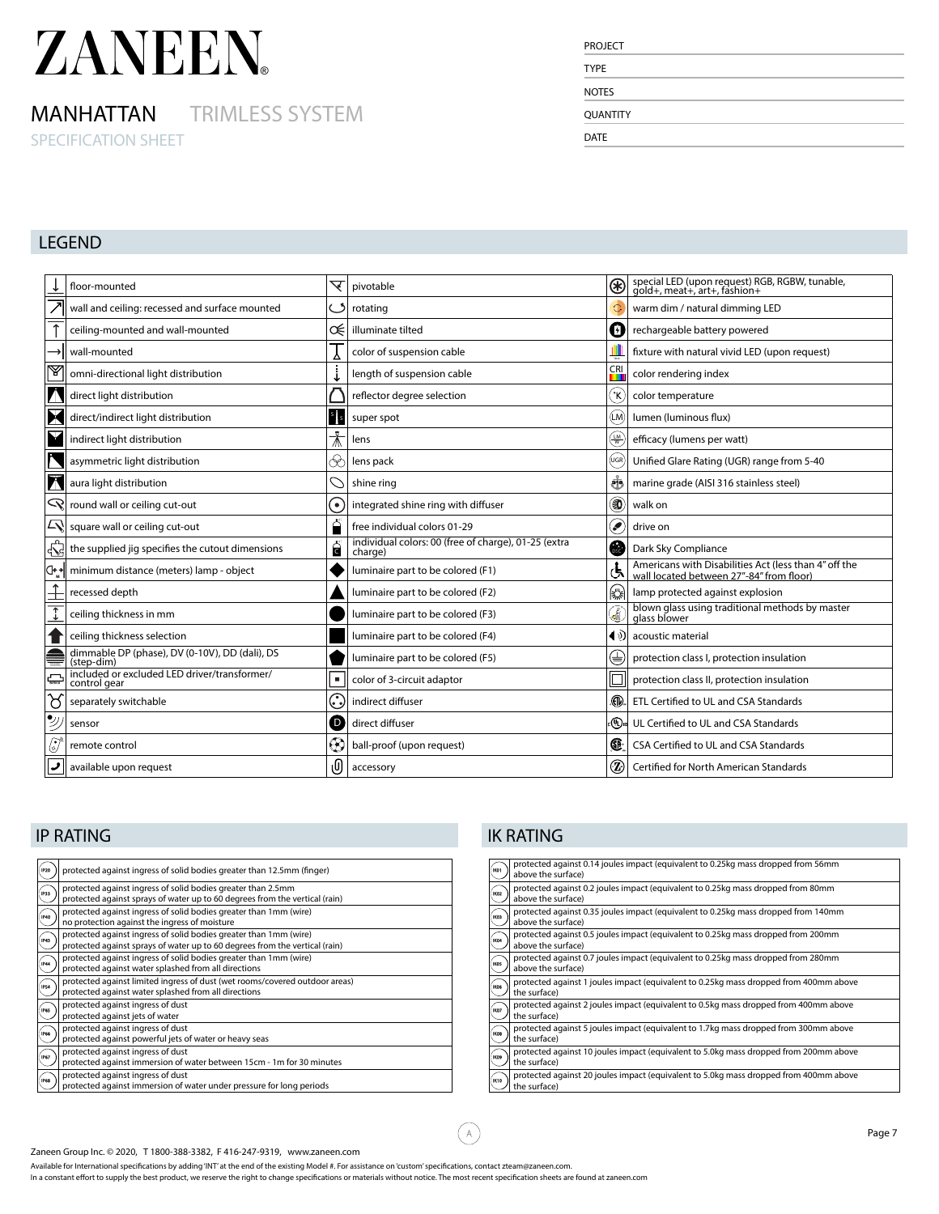# ZANEEN

## MANHATTAN TRIMLESS SYSTEM

SPECIFICATION SHEET

| |
|---|
| PROJECT |
| TYPE |
| NOTES |
| QUANTITY |
| DATE |

## LEGEND

| | | | | | |
|---|---|---|---|---|---|
| | floor-mounted | | pivotable | | special LED (upon request) RGB, RGBW, tunable, gold+, meat+, art+, fashion+ |
| | wall and ceiling: recessed and surface mounted | | rotating | | warm dim / natural dimming LED |
| | ceiling-mounted and wall-mounted | | illuminate tilted | | rechargeable battery powered |
| | wall-mounted | | color of suspension cable | | fixture with natural vivid LED (upon request) |
| | omni-directional light distribution | | length of suspension cable | | color rendering index |
| | direct light distribution | | reflector degree selection | | color temperature |
| | direct/indirect light distribution | | super spot | | lumen (luminous flux) |
| | indirect light distribution | | lens | | efficacy (lumens per watt) |
| | asymmetric light distribution | | lens pack | | Unified Glare Rating (UGR) range from 5-40 |
| | aura light distribution | | shine ring | | marine grade (AISI 316 stainless steel) |
| | round wall or ceiling cut-out | | integrated shine ring with diffuser | | walk on |
| | square wall or ceiling cut-out | | free individual colors 01-29 | | drive on |
| | the supplied jig specifies the cutout dimensions | | individual colors: 00 (free of charge), 01-25 (extra charge) | | Dark Sky Compliance |
| | minimum distance (meters) lamp - object | | luminaire part to be colored (F1) | | Americans with Disabilities Act (less than 4" off the wall located between 27"-84" from floor) |
| | recessed depth | | luminaire part to be colored (F2) | | lamp protected against explosion |
| | ceiling thickness in mm | | luminaire part to be colored (F3) | | blown glass using traditional methods by master glass blower |
| | ceiling thickness selection | | luminaire part to be colored (F4) | | acoustic material |
| | dimmable DP (phase), DV (0-10V), DD (dali), DS (step-dim) | | luminaire part to be colored (F5) | | protection class I, protection insulation |
| | included or excluded LED driver/transformer/ control gear | | color of 3-circuit adaptor | | protection class II, protection insulation |
| | separately switchable | | indirect diffuser | | ETL Certified to UL and CSA Standards |
| | sensor | | direct diffuser | | UL Certified to UL and CSA Standards |
| | remote control | | ball-proof (upon request) | | CSA Certified to UL and CSA Standards |
| | available upon request | | accessory | | Certified for North American Standards |

## IP RATING

| | |
|---|---|
| IP20 | protected against ingress of solid bodies greater than 12.5mm (finger) |
| IP33 | protected against ingress of solid bodies greater than 2.5mm<br>protected against sprays of water up to 60 degrees from the vertical (rain) |
| IP40 | protected against ingress of solid bodies greater than 1mm (wire)<br>no protection against the ingress of moisture |
| IP43 | protected against ingress of solid bodies greater than 1mm (wire)<br>protected against sprays of water up to 60 degrees from the vertical (rain) |
| IP44 | protected against ingress of solid bodies greater than 1mm (wire)<br>protected against water splashed from all directions |
| IP54 | protected against limited ingress of dust (wet rooms/covered outdoor areas)<br>protected against water splashed from all directions |
| IP65 | protected against ingress of dust<br>protected against jets of water |
| IP66 | protected against ingress of dust<br>protected against powerful jets of water or heavy seas |
| IP67 | protected against ingress of dust<br>protected against immersion of water between 15cm - 1m for 30 minutes |
| IP68 | protected against ingress of dust<br>protected against immersion of water under pressure for long periods |

## IK RATING

| | |
|---|---|
| IK01 | protected against 0.14 joules impact (equivalent to 0.25kg mass dropped from 56mm above the surface) |
| IK02 | protected against 0.2 joules impact (equivalent to 0.25kg mass dropped from 80mm above the surface) |
| IK03 | protected against 0.35 joules impact (equivalent to 0.25kg mass dropped from 140mm above the surface) |
| IK04 | protected against 0.5 joules impact (equivalent to 0.25kg mass dropped from 200mm above the surface) |
| IK05 | protected against 0.7 joules impact (equivalent to 0.25kg mass dropped from 280mm above the surface) |
| IK06 | protected against 1 joules impact (equivalent to 0.25kg mass dropped from 400mm above the surface) |
| IK07 | protected against 2 joules impact (equivalent to 0.5kg mass dropped from 400mm above the surface) |
| IK08 | protected against 5 joules impact (equivalent to 1.7kg mass dropped from 300mm above the surface) |
| IK09 | protected against 10 joules impact (equivalent to 5.0kg mass dropped from 200mm above the surface) |
| IK10 | protected against 20 joules impact (equivalent to 5.0kg mass dropped from 400mm above the surface) |

Zaneen Group Inc. © 2020, T 1800-388-3382, F 416-247-9319, www.zaneen.com

Available for International specifications by adding 'INT' at the end of the existing Model #. For assistance on 'custom' specifications, contact zteam@zaneen.com.
In a constant effort to supply the best product, we reserve the right to change specifications or materials without notice. The most recent specification sheets are found at zaneen.com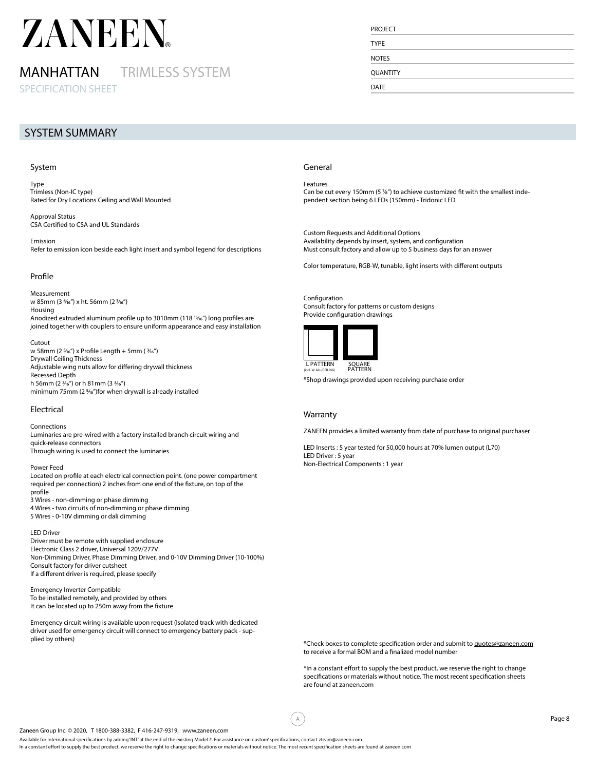# ZANEEN®

## MANHATTAN TRIMLESS SYSTEM

SPECIFICATION SHEET

PROJECT

TYPE

NOTES

QUANTITY

DATE

## SYSTEM SUMMARY

### System

Type
Trimless (Non-IC type)
Rated for Dry Locations Ceiling and Wall Mounted

Approval Status
CSA Certified to CSA and UL Standards

Emission
Refer to emission icon beside each light insert and symbol legend for descriptions

### Profile

Measurement
w 85mm (3 5⁄16") x ht. 56mm (2 3⁄16")
Housing
Anodized extruded aluminum profile up to 3010mm (118 15⁄16") long profiles are joined together with couplers to ensure uniform appearance and easy installation

Cutout
w 58mm (2 5⁄16") x Profile Length + 5mm ( 3⁄16")
Drywall Ceiling Thickness
Adjustable wing nuts allow for differing drywall thickness
Recessed Depth
h 56mm (2 3⁄16") or h 81mm (3 3⁄16")
minimum 75mm (2 5⁄16")for when drywall is already installed

### Electrical

Connections
Luminaries are pre-wired with a factory installed branch circuit wiring and quick-release connectors
Through wiring is used to connect the luminaries

Power Feed
Located on profile at each electrical connection point. (one power compartment required per connection) 2 inches from one end of the fixture, on top of the profile
3 Wires - non-dimming or phase dimming
4 Wires - two circuits of non-dimming or phase dimming
5 Wires - 0-10V dimming or dali dimming

LED Driver
Driver must be remote with supplied enclosure
Electronic Class 2 driver, Universal 120V/277V
Non-Dimming Driver, Phase Dimming Driver, and 0-10V Dimming Driver (10-100%)
Consult factory for driver cutsheet
If a different driver is required, please specify

Emergency Inverter Compatible
To be installed remotely, and provided by others
It can be located up to 250m away from the fixture

Emergency circuit wiring is available upon request (Isolated track with dedicated driver used for emergency circuit will connect to emergency battery pack - supplied by others)

### General

Features
Can be cut every 150mm (5 7⁄8") to achieve customized fit with the smallest independent section being 6 LEDs (150mm) - Tridonic LED

Custom Requests and Additional Options
Availability depends by insert, system, and configuration
Must consult factory and allow up to 5 business days for an answer

Color temperature, RGB-W, tunable, light inserts with different outputs

Configuration
Consult factory for patterns or custom designs
Provide configuration drawings

L PATTERN (incl. W ALL/CEILING) SQUARE PATTERN

*Shop drawings provided upon receiving purchase order

### Warranty

ZANEEN provides a limited warranty from date of purchase to original purchaser

LED Inserts : 5 year tested for 50,000 hours at 70% lumen output (L70)
LED Driver : 5 year
Non-Electrical Components : 1 year

*Check boxes to complete specification order and submit to quotes@zaneen.com to receive a formal BOM and a finalized model number

*In a constant effort to supply the best product, we reserve the right to change specifications or materials without notice. The most recent specification sheets are found at zaneen.com

A

Zaneen Group Inc. © 2020, T 1800-388-3382, F 416-247-9319, www.zaneen.com
Available for International specifications by adding 'INT' at the end of the existing Model #. For assistance on 'custom' specifications, contact zteam@zaneen.com.
In a constant effort to supply the best product, we reserve the right to change specifications or materials without notice. The most recent specification sheets are found at zaneen.com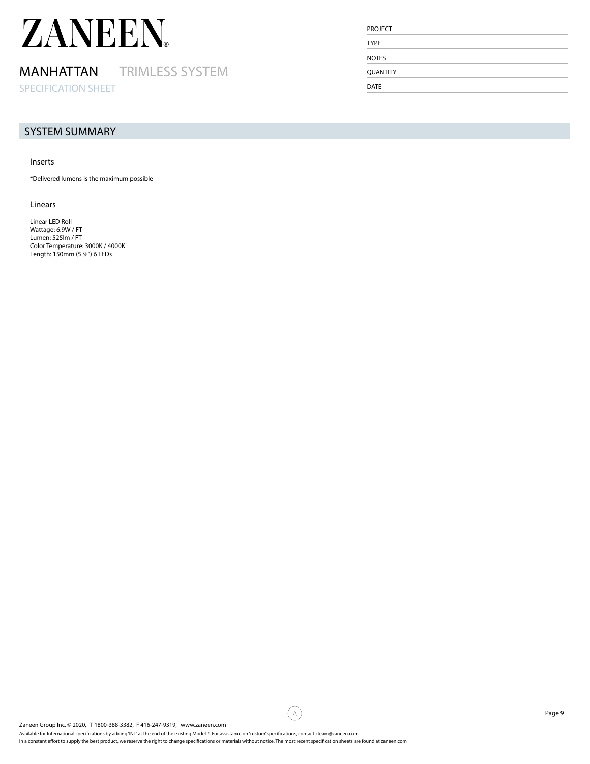# ZANEEN

## MANHATTAN TRIMLESS SYSTEM

SPECIFICATION SHEET

PROJECT

TYPE

NOTES

QUANTITY

DATE

## SYSTEM SUMMARY

### Inserts

*Delivered lumens is the maximum possible

### Linears

Linear LED Roll
Wattage: 6.9W / FT
Lumen: 525lm / FT
Color Temperature: 3000K / 4000K
Length: 150mm (5 ⅞") 6 LEDs

Zaneen Group Inc. © 2020, T 1800-388-3382, F 416-247-9319, www.zaneen.com

Available for International specifications by adding 'INT' at the end of the existing Model #. For assistance on 'custom' specifications, contact zteam@zaneen.com.
In a constant effort to supply the best product, we reserve the right to change specifications or materials without notice. The most recent specification sheets are found at zaneen.com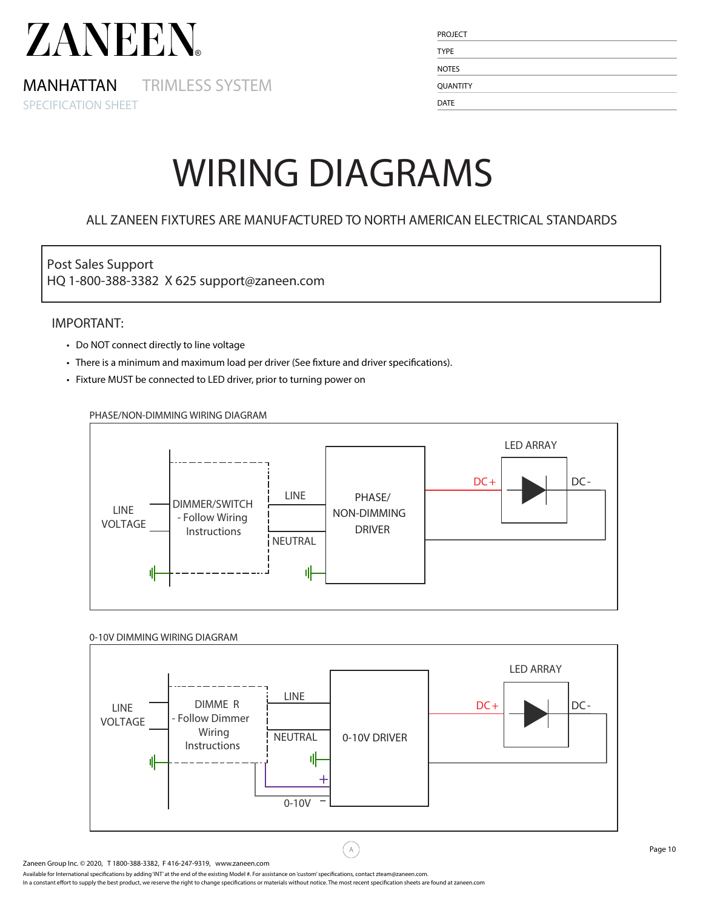ZANEEN®

MANHATTAN TRIMLESS SYSTEM
SPECIFICATION SHEET

| PROJECT | |
|---|---|
| TYPE | |
| NOTES | |
| QUANTITY | |
| DATE | |

# WIRING DIAGRAMS

ALL ZANEEN FIXTURES ARE MANUFACTURED TO NORTH AMERICAN ELECTRICAL STANDARDS

Post Sales Support
HQ 1-800-388-3382 X 625 support@zaneen.com

IMPORTANT:

- Do NOT connect directly to line voltage
- There is a minimum and maximum load per driver (See fixture and driver specifications).
- Fixture MUST be connected to LED driver, prior to turning power on

PHASE/NON-DIMMING WIRING DIAGRAM

LINE VOLTAGE — DIMMER/SWITCH - Follow Wiring Instructions — LINE / NEUTRAL — PHASE/ NON-DIMMING DRIVER — DC+ / DC- — LED ARRAY

0-10V DIMMING WIRING DIAGRAM

LINE VOLTAGE — DIMMER - Follow Dimmer Wiring Instructions — LINE / NEUTRAL / 0-10V + − — 0-10V DRIVER — DC+ / DC- — LED ARRAY

Zaneen Group Inc. © 2020, T 1800-388-3382, F 416-247-9319, www.zaneen.com

Available for International specifications by adding 'INT' at the end of the existing Model #. For assistance on 'custom' specifications, contact zteam@zaneen.com.
In a constant effort to supply the best product, we reserve the right to change specifications or materials without notice. The most recent specification sheets are found at zaneen.com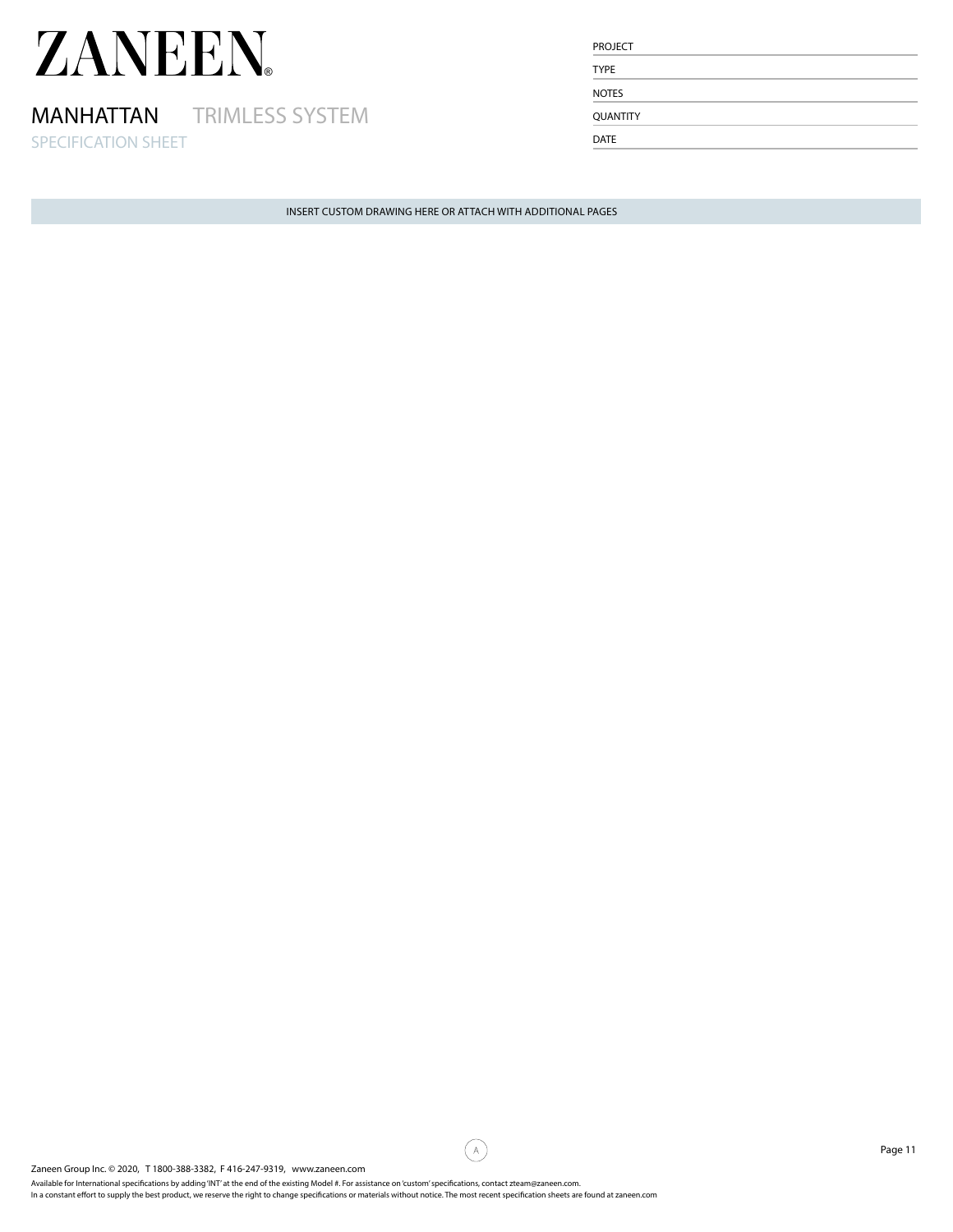# ZANEEN®

## MANHATTAN TRIMLESS SYSTEM

SPECIFICATION SHEET

PROJECT

TYPE

NOTES

QUANTITY

DATE

INSERT CUSTOM DRAWING HERE OR ATTACH WITH ADDITIONAL PAGES

A

Zaneen Group Inc. © 2020, T 1800-388-3382, F 416-247-9319, www.zaneen.com

Available for International specifications by adding 'INT' at the end of the existing Model #. For assistance on 'custom' specifications, contact zteam@zaneen.com.
In a constant effort to supply the best product, we reserve the right to change specifications or materials without notice. The most recent specification sheets are found at zaneen.com